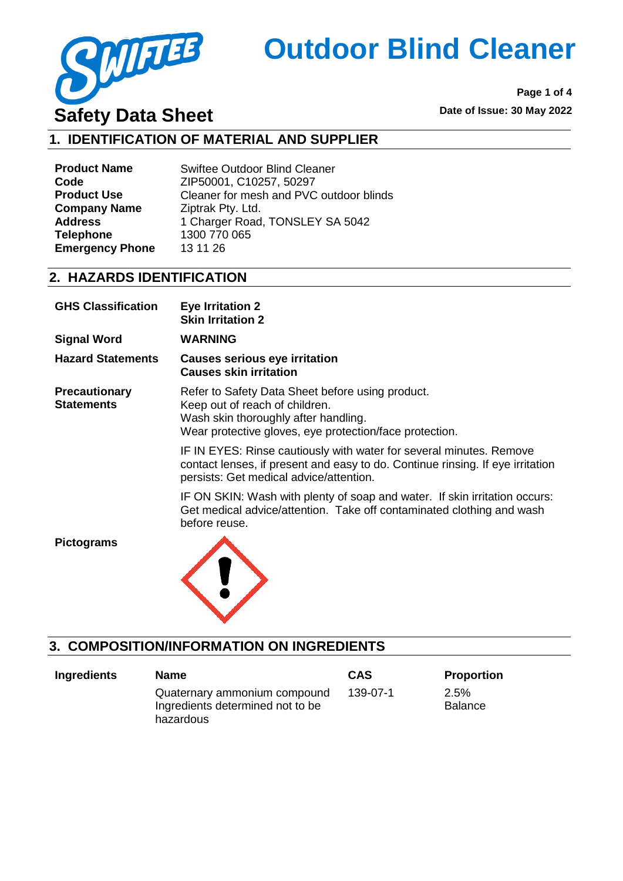# Outdoor Blind Cleaner

## Safety Data Sheet

Date of Issue: 30 May 2022

## 1. IDENTIFICATION OF MATERIAL AND SUPPLIER

| | |
|---|---|
| **Product Name** | Swiftee Outdoor Blind Cleaner |
| **Code** | ZIP50001, C10257, 50297 |
| **Product Use** | Cleaner for mesh and PVC outdoor blinds |
| **Company Name** | Ziptrak Pty. Ltd. |
| **Address** | 1 Charger Road, TONSLEY SA 5042 |
| **Telephone** | 1300 770 065 |
| **Emergency Phone** | 13 11 26 |

## 2. HAZARDS IDENTIFICATION

**GHS Classification**
**Eye Irritation 2**
**Skin Irritation 2**

**Signal Word**
**WARNING**

**Hazard Statements**
**Causes serious eye irritation**
**Causes skin irritation**

**Precautionary Statements**

Refer to Safety Data Sheet before using product.
Keep out of reach of children.
Wash skin thoroughly after handling.
Wear protective gloves, eye protection/face protection.

IF IN EYES: Rinse cautiously with water for several minutes. Remove contact lenses, if present and easy to do. Continue rinsing. If eye irritation persists: Get medical advice/attention.

IF ON SKIN: Wash with plenty of soap and water. If skin irritation occurs: Get medical advice/attention. Take off contaminated clothing and wash before reuse.

**Pictograms**

## 3. COMPOSITION/INFORMATION ON INGREDIENTS

| Ingredients | Name | CAS | Proportion |
|---|---|---|---|
| | Quaternary ammonium compound | 139-07-1 | 2.5% |
| | Ingredients determined not to be hazardous | | Balance |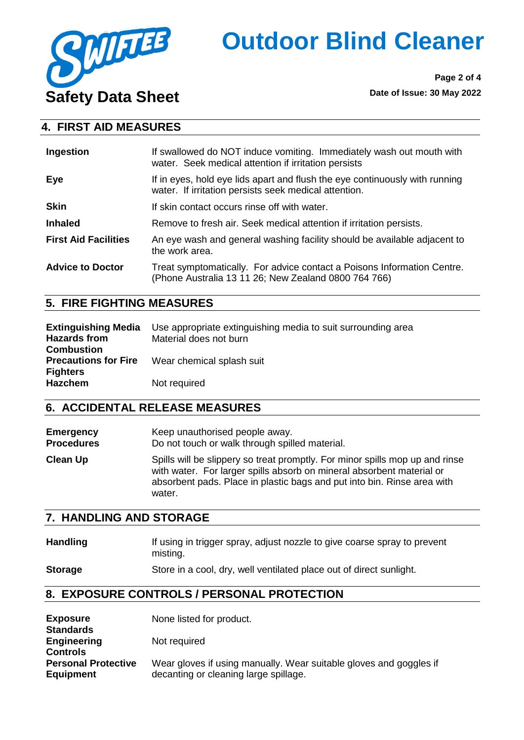## 4. FIRST AID MEASURES

| | |
|---|---|
| **Ingestion** | If swallowed do NOT induce vomiting. Immediately wash out mouth with water. Seek medical attention if irritation persists |
| **Eye** | If in eyes, hold eye lids apart and flush the eye continuously with running water. If irritation persists seek medical attention. |
| **Skin** | If skin contact occurs rinse off with water. |
| **Inhaled** | Remove to fresh air. Seek medical attention if irritation persists. |
| **First Aid Facilities** | An eye wash and general washing facility should be available adjacent to the work area. |
| **Advice to Doctor** | Treat symptomatically. For advice contact a Poisons Information Centre. (Phone Australia 13 11 26; New Zealand 0800 764 766) |

## 5. FIRE FIGHTING MEASURES

| | |
|---|---|
| **Extinguishing Media** | Use appropriate extinguishing media to suit surrounding area |
| **Hazards from Combustion** | Material does not burn |
| **Precautions for Fire Fighters** | Wear chemical splash suit |
| **Hazchem** | Not required |

## 6. ACCIDENTAL RELEASE MEASURES

| | |
|---|---|
| **Emergency Procedures** | Keep unauthorised people away. Do not touch or walk through spilled material. |
| **Clean Up** | Spills will be slippery so treat promptly. For minor spills mop up and rinse with water. For larger spills absorb on mineral absorbent material or absorbent pads. Place in plastic bags and put into bin. Rinse area with water. |

## 7. HANDLING AND STORAGE

| | |
|---|---|
| **Handling** | If using in trigger spray, adjust nozzle to give coarse spray to prevent misting. |
| **Storage** | Store in a cool, dry, well ventilated place out of direct sunlight. |

## 8. EXPOSURE CONTROLS / PERSONAL PROTECTION

| | |
|---|---|
| **Exposure Standards** | None listed for product. |
| **Engineering Controls** | Not required |
| **Personal Protective Equipment** | Wear gloves if using manually. Wear suitable gloves and goggles if decanting or cleaning large spillage. |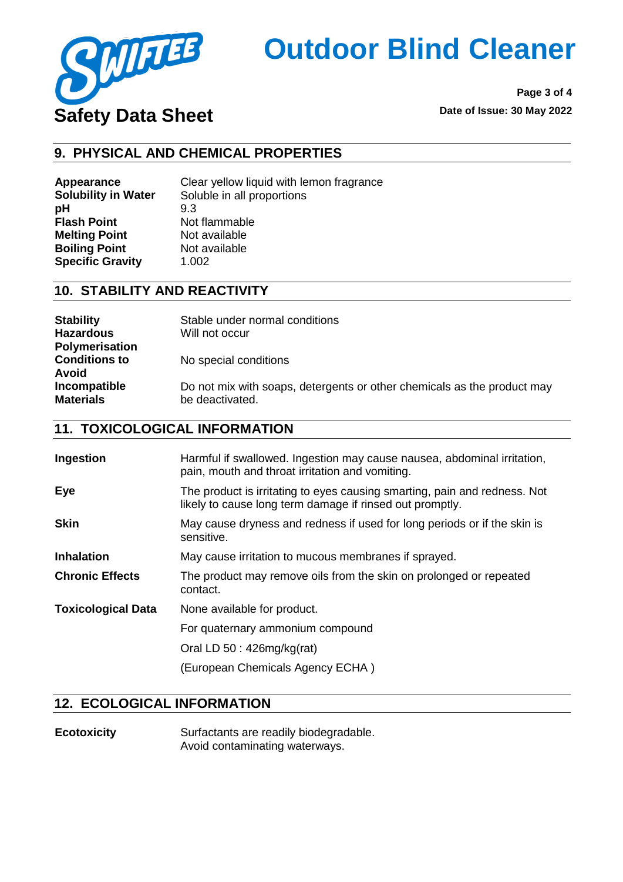## 9. PHYSICAL AND CHEMICAL PROPERTIES

| | |
|---|---|
| **Appearance** | Clear yellow liquid with lemon fragrance |
| **Solubility in Water** | Soluble in all proportions |
| **pH** | 9.3 |
| **Flash Point** | Not flammable |
| **Melting Point** | Not available |
| **Boiling Point** | Not available |
| **Specific Gravity** | 1.002 |

## 10. STABILITY AND REACTIVITY

| | |
|---|---|
| **Stability** | Stable under normal conditions |
| **Hazardous Polymerisation** | Will not occur |
| **Conditions to Avoid** | No special conditions |
| **Incompatible Materials** | Do not mix with soaps, detergents or other chemicals as the product may be deactivated. |

## 11. TOXICOLOGICAL INFORMATION

| | |
|---|---|
| **Ingestion** | Harmful if swallowed. Ingestion may cause nausea, abdominal irritation, pain, mouth and throat irritation and vomiting. |
| **Eye** | The product is irritating to eyes causing smarting, pain and redness. Not likely to cause long term damage if rinsed out promptly. |
| **Skin** | May cause dryness and redness if used for long periods or if the skin is sensitive. |
| **Inhalation** | May cause irritation to mucous membranes if sprayed. |
| **Chronic Effects** | The product may remove oils from the skin on prolonged or repeated contact. |
| **Toxicological Data** | None available for product. |
| | For quaternary ammonium compound |
| | Oral LD 50 : 426mg/kg(rat) |
| | (European Chemicals Agency ECHA ) |

## 12. ECOLOGICAL INFORMATION

| | |
|---|---|
| **Ecotoxicity** | Surfactants are readily biodegradable. Avoid contaminating waterways. |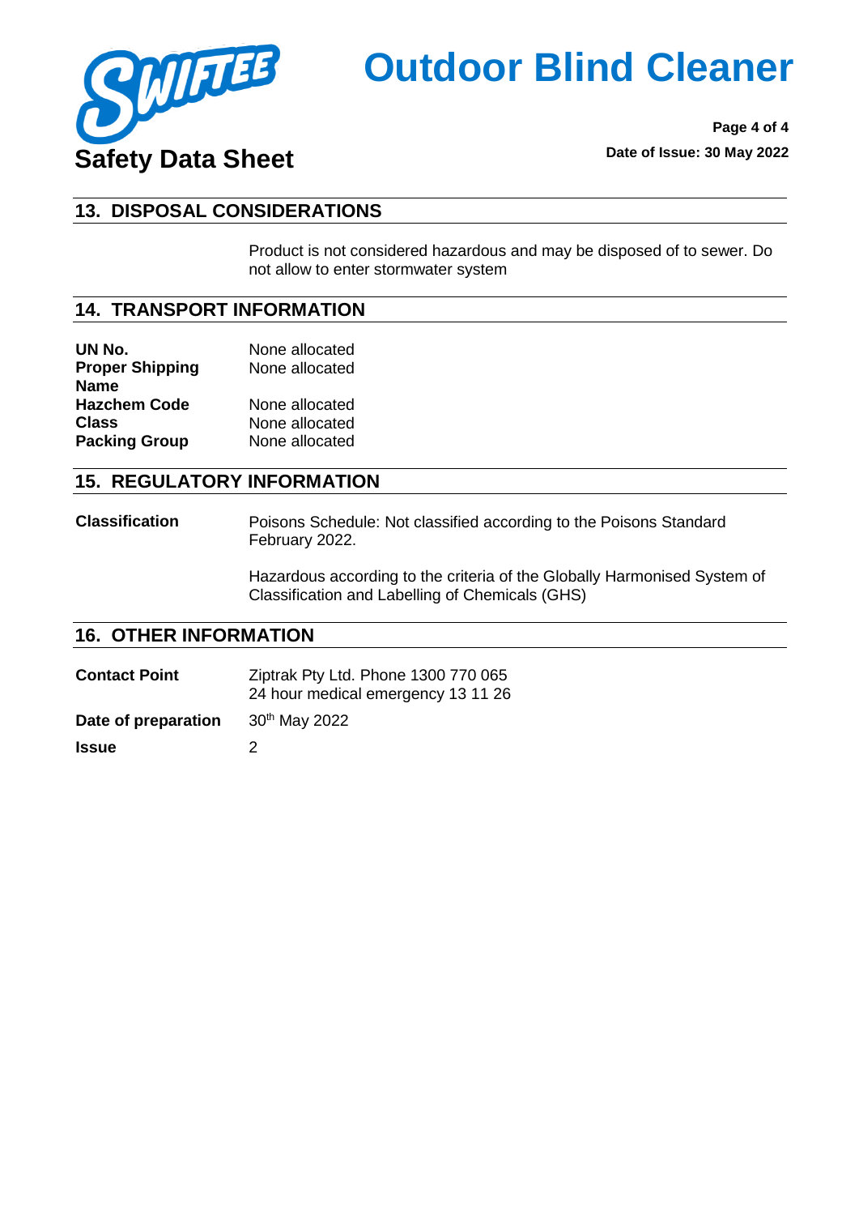## 13. DISPOSAL CONSIDERATIONS

Product is not considered hazardous and may be disposed of to sewer. Do not allow to enter stormwater system

## 14. TRANSPORT INFORMATION

| | |
|---|---|
| **UN No.** | None allocated |
| **Proper Shipping Name** | None allocated |
| **Hazchem Code** | None allocated |
| **Class** | None allocated |
| **Packing Group** | None allocated |

## 15. REGULATORY INFORMATION

**Classification**

Poisons Schedule: Not classified according to the Poisons Standard February 2022.

Hazardous according to the criteria of the Globally Harmonised System of Classification and Labelling of Chemicals (GHS)

## 16. OTHER INFORMATION

| | |
|---|---|
| **Contact Point** | Ziptrak Pty Ltd. Phone 1300 770 065<br>24 hour medical emergency 13 11 26 |
| **Date of preparation** | 30th May 2022 |
| **Issue** | 2 |